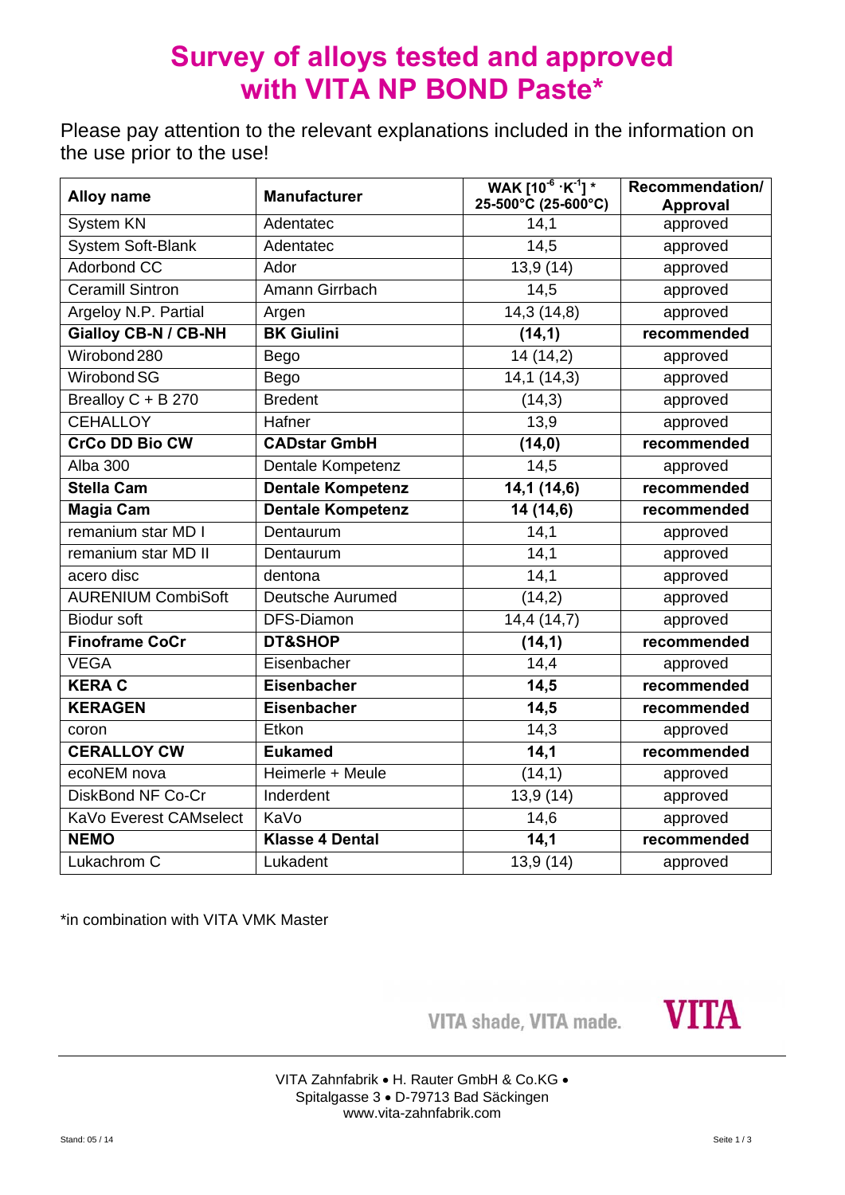# Survey of alloys tested and approved with VITA NP BOND Paste*

Please pay attention to the relevant explanations included in the information on the use prior to the use!

| Alloy name | Manufacturer | WAK [$10^{-6} \cdot K^{-1}$] * 25-500°C (25-600°C) | Recommendation/ Approval |
|---|---|---|---|
| System KN | Adentatec | 14,1 | approved |
| System Soft-Blank | Adentatec | 14,5 | approved |
| Adorbond CC | Ador | 13,9 (14) | approved |
| Ceramill Sintron | Amann Girrbach | 14,5 | approved |
| Argeloy N.P. Partial | Argen | 14,3 (14,8) | approved |
| **Gialloy CB-N / CB-NH** | **BK Giulini** | **(14,1)** | **recommended** |
| Wirobond 280 | Bego | 14 (14,2) | approved |
| Wirobond SG | Bego | 14,1 (14,3) | approved |
| Brealloy C + B 270 | Bredent | (14,3) | approved |
| CEHALLOY | Hafner | 13,9 | approved |
| **CrCo DD Bio CW** | **CADstar GmbH** | **(14,0)** | **recommended** |
| Alba 300 | Dentale Kompetenz | 14,5 | approved |
| **Stella Cam** | **Dentale Kompetenz** | **14,1 (14,6)** | **recommended** |
| **Magia Cam** | **Dentale Kompetenz** | **14 (14,6)** | **recommended** |
| remanium star MD I | Dentaurum | 14,1 | approved |
| remanium star MD II | Dentaurum | 14,1 | approved |
| acero disc | dentona | 14,1 | approved |
| AURENIUM CombiSoft | Deutsche Aurumed | (14,2) | approved |
| Biodur soft | DFS-Diamon | 14,4 (14,7) | approved |
| **Finoframe CoCr** | **DT&SHOP** | **(14,1)** | **recommended** |
| VEGA | Eisenbacher | 14,4 | approved |
| **KERA C** | **Eisenbacher** | **14,5** | **recommended** |
| **KERAGEN** | **Eisenbacher** | **14,5** | **recommended** |
| coron | Etkon | 14,3 | approved |
| **CERALLOY CW** | **Eukamed** | **14,1** | **recommended** |
| ecoNEM nova | Heimerle + Meule | (14,1) | approved |
| DiskBond NF Co-Cr | Inderdent | 13,9 (14) | approved |
| KaVo Everest CAMselect | KaVo | 14,6 | approved |
| **NEMO** | **Klasse 4 Dental** | **14,1** | **recommended** |
| Lukachrom C | Lukadent | 13,9 (14) | approved |

*in combination with VITA VMK Master

VITA shade, VITA made.

VITA

VITA Zahnfabrik • H. Rauter GmbH & Co.KG •
Spitalgasse 3 • D-79713 Bad Säckingen
www.vita-zahnfabrik.com

Stand: 05 / 14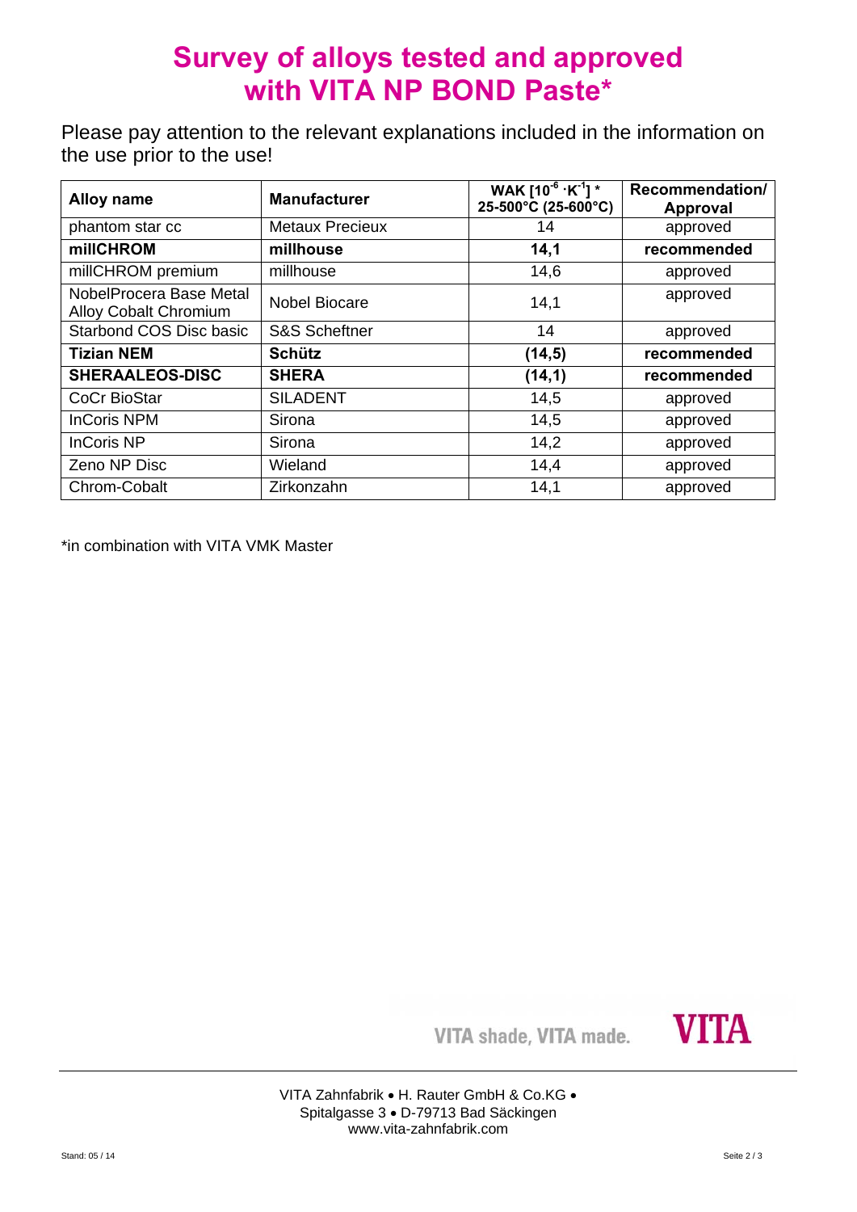# Survey of alloys tested and approved with VITA NP BOND Paste*

Please pay attention to the relevant explanations included in the information on the use prior to the use!

| Alloy name | Manufacturer | WAK [$10^{-6} \cdot K^{-1}$] * 25-500°C (25-600°C) | Recommendation/ Approval |
|---|---|---|---|
| phantom star cc | Metaux Precieux | 14 | approved |
| **millCHROM** | **millhouse** | **14,1** | **recommended** |
| millCHROM premium | millhouse | 14,6 | approved |
| NobelProcera Base Metal Alloy Cobalt Chromium | Nobel Biocare | 14,1 | approved |
| Starbond COS Disc basic | S&S Scheftner | 14 | approved |
| **Tizian NEM** | **Schütz** | **(14,5)** | **recommended** |
| **SHERAALEOS-DISC** | **SHERA** | **(14,1)** | **recommended** |
| CoCr BioStar | SILADENT | 14,5 | approved |
| InCoris NPM | Sirona | 14,5 | approved |
| InCoris NP | Sirona | 14,2 | approved |
| Zeno NP Disc | Wieland | 14,4 | approved |
| Chrom-Cobalt | Zirkonzahn | 14,1 | approved |

*in combination with VITA VMK Master

VITA shade, VITA made. VITA

VITA Zahnfabrik • H. Rauter GmbH & Co.KG •
Spitalgasse 3 • D-79713 Bad Säckingen
www.vita-zahnfabrik.com

Stand: 05 / 14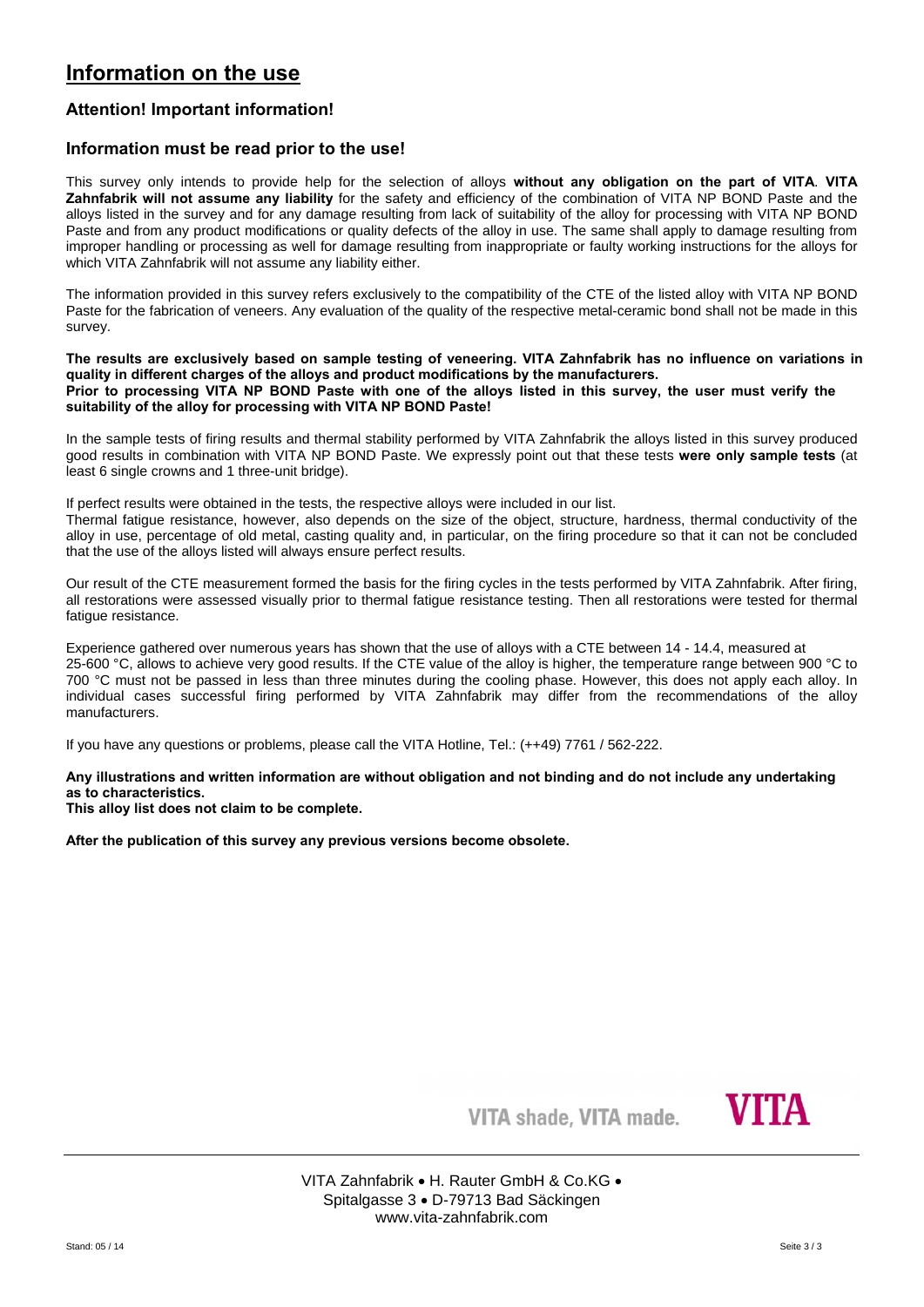# Information on the use

## Attention! Important information!

## Information must be read prior to the use!

This survey only intends to provide help for the selection of alloys **without any obligation on the part of VITA**. **VITA Zahnfabrik will not assume any liability** for the safety and efficiency of the combination of VITA NP BOND Paste and the alloys listed in the survey and for any damage resulting from lack of suitability of the alloy for processing with VITA NP BOND Paste and from any product modifications or quality defects of the alloy in use. The same shall apply to damage resulting from improper handling or processing as well for damage resulting from inappropriate or faulty working instructions for the alloys for which VITA Zahnfabrik will not assume any liability either.

The information provided in this survey refers exclusively to the compatibility of the CTE of the listed alloy with VITA NP BOND Paste for the fabrication of veneers. Any evaluation of the quality of the respective metal-ceramic bond shall not be made in this survey.

**The results are exclusively based on sample testing of veneering. VITA Zahnfabrik has no influence on variations in quality in different charges of the alloys and product modifications by the manufacturers.**
**Prior to processing VITA NP BOND Paste with one of the alloys listed in this survey, the user must verify the suitability of the alloy for processing with VITA NP BOND Paste!**

In the sample tests of firing results and thermal stability performed by VITA Zahnfabrik the alloys listed in this survey produced good results in combination with VITA NP BOND Paste. We expressly point out that these tests **were only sample tests** (at least 6 single crowns and 1 three-unit bridge).

If perfect results were obtained in the tests, the respective alloys were included in our list.
Thermal fatigue resistance, however, also depends on the size of the object, structure, hardness, thermal conductivity of the alloy in use, percentage of old metal, casting quality and, in particular, on the firing procedure so that it can not be concluded that the use of the alloys listed will always ensure perfect results.

Our result of the CTE measurement formed the basis for the firing cycles in the tests performed by VITA Zahnfabrik. After firing, all restorations were assessed visually prior to thermal fatigue resistance testing. Then all restorations were tested for thermal fatigue resistance.

Experience gathered over numerous years has shown that the use of alloys with a CTE between 14 - 14.4, measured at 25-600 °C, allows to achieve very good results. If the CTE value of the alloy is higher, the temperature range between 900 °C to 700 °C must not be passed in less than three minutes during the cooling phase. However, this does not apply each alloy. In individual cases successful firing performed by VITA Zahnfabrik may differ from the recommendations of the alloy manufacturers.

If you have any questions or problems, please call the VITA Hotline, Tel.: (++49) 7761 / 562-222.

**Any illustrations and written information are without obligation and not binding and do not include any undertaking as to characteristics.**
**This alloy list does not claim to be complete.**

**After the publication of this survey any previous versions become obsolete.**

VITA shade, VITA made.

VITA

VITA Zahnfabrik • H. Rauter GmbH & Co.KG •
Spitalgasse 3 • D-79713 Bad Säckingen
www.vita-zahnfabrik.com

Stand: 05 / 14